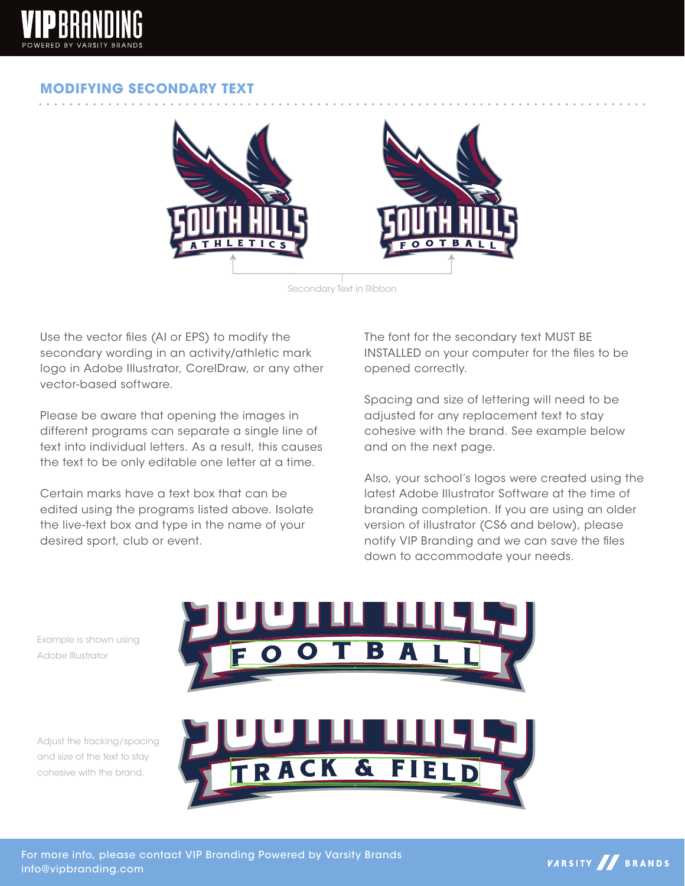## MODIFYING SECONDARY TEXT

Secondary Text in Ribbon

Use the vector files (AI or EPS) to modify the secondary wording in an activity/athletic mark logo in Adobe Illustrator, CorelDraw, or any other vector-based software.

Please be aware that opening the images in different programs can separate a single line of text into individual letters. As a result, this causes the text to be only editable one letter at a time.

Certain marks have a text box that can be edited using the programs listed above. Isolate the live-text box and type in the name of your desired sport, club or event.

The font for the secondary text MUST BE INSTALLED on your computer for the files to be opened correctly.

Spacing and size of lettering will need to be adjusted for any replacement text to stay cohesive with the brand. See example below and on the next page.

Also, your school's logos were created using the latest Adobe Illustrator Software at the time of branding completion. If you are using an older version of illustrator (CS6 and below), please notify VIP Branding and we can save the files down to accommodate your needs.

Example is shown using Adobe Illustrator

Adjust the tracking/spacing and size of the text to stay cohesive with the brand.

For more info, please contact VIP Branding Powered by Varsity Brands
info@vipbranding.com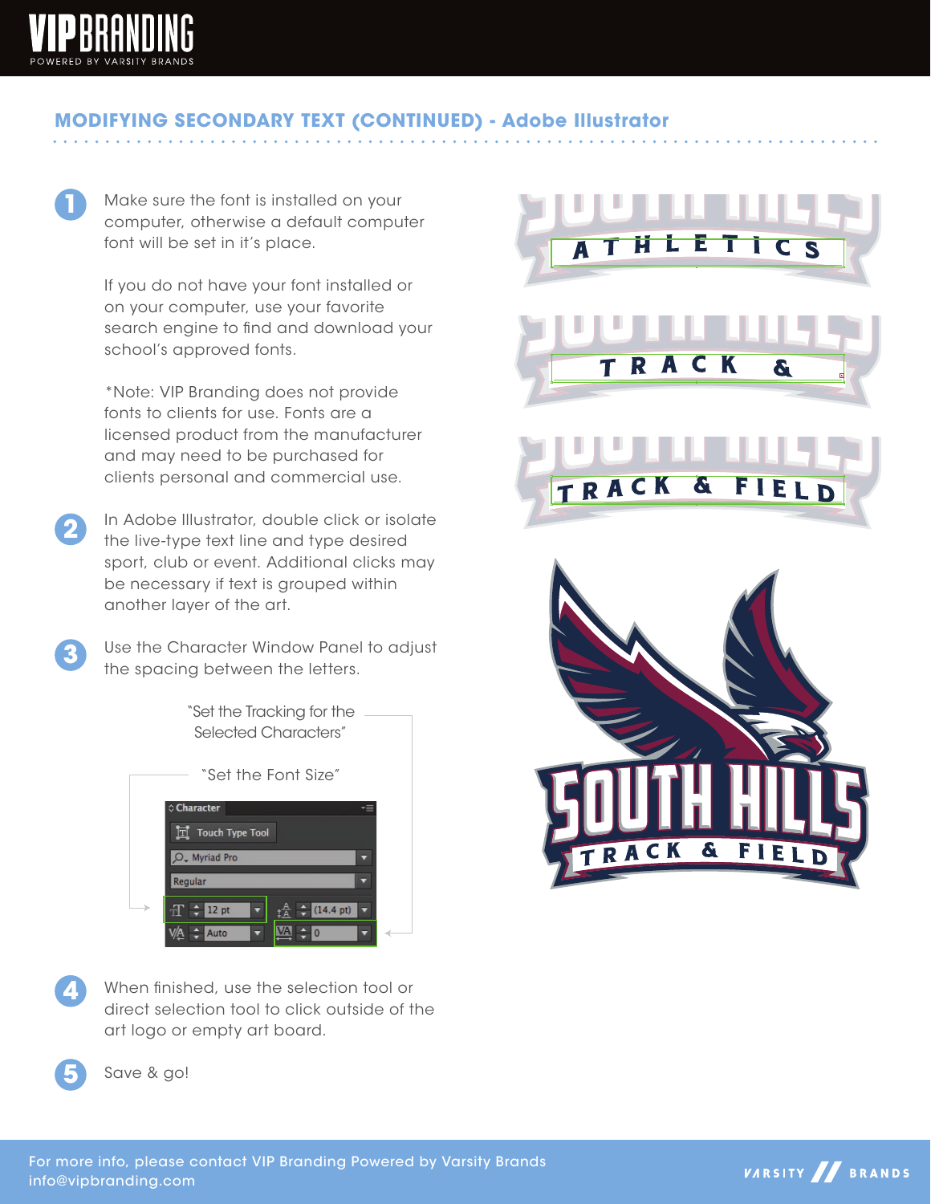## MODIFYING SECONDARY TEXT (CONTINUED) - Adobe Illustrator

1. Make sure the font is installed on your computer, otherwise a default computer font will be set in it's place.

   If you do not have your font installed or on your computer, use your favorite search engine to find and download your school's approved fonts.

   *Note: VIP Branding does not provide fonts to clients for use. Fonts are a licensed product from the manufacturer and may need to be purchased for clients personal and commercial use.

2. In Adobe Illustrator, double click or isolate the live-type text line and type desired sport, club or event. Additional clicks may be necessary if text is grouped within another layer of the art.

3. Use the Character Window Panel to adjust the spacing between the letters.

   "Set the Tracking for the Selected Characters"

   "Set the Font Size"

4. When finished, use the selection tool or direct selection tool to click outside of the art logo or empty art board.

5. Save & go!

For more info, please contact VIP Branding Powered by Varsity Brands
info@vipbranding.com